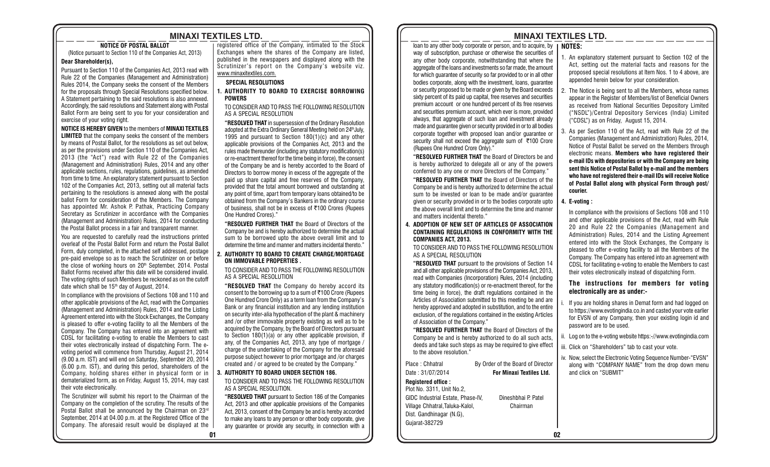# MINAXI TEXTILES LTD.

## NOTICE OF POSTAL BALLOT

(Notice pursuant to Section 110 of the Companies Act, 2013)

**Dear Shareholder(s),**

Pursuant to Section 110 of the Companies Act, 2013 read with Rule 22 of the Companies (Management and Administration) Rules 2014, the Company seeks the consent of the Members for the proposals through Special Resolutions specified below. A Statement pertaining to the said resolutions is also annexed. Accordingly, the said resolutions and Statement along with Postal Ballot Form are being sent to you for your consideration and exercise of your voting right.

**NOTICE IS HEREBY GIVEN** to the members of **MINAXI TEXTILES LIMITED** that the company seeks the consent of the members by means of Postal Ballot, for the resolutions as set out below, as per the provisions under Section 110 of the Companies Act, 2013 (the "Act") read with Rule 22 of the Companies (Management and Administration) Rules, 2014 and any other applicable sections, rules, regulations, guidelines, as amended from time to time. An explanatory statement pursuant to Section 102 of the Companies Act, 2013, setting out all material facts pertaining to the resolutions is annexed along with the postal ballot Form for consideration of the Members. The Company has appointed Mr. Ashok P. Pathak, Practicing Company Secretary as Scrutinizer in accordance with the Companies (Management and Administration) Rules, 2014 for conducting the Postal Ballot process in a fair and transparent manner.

You are requested to carefully read the instructions printed overleaf of the Postal Ballot Form and return the Postal Ballot Form, duly completed, in the attached self addressed, postage pre-paid envelope so as to reach the Scrutinizer on or before the close of working hours on 20th September, 2014. Postal Ballot Forms received after this date will be considered invalid. The voting rights of such Members be reckoned as on the cutoff date which shall be 15th day of August, 2014.

In compliance with the provisions of Sections 108 and 110 and other applicable provisions of the Act, read with the Companies (Management and Administration) Rules, 2014 and the Listing Agreement entered into with the Stock Exchanges, the Company is pleased to offer e-voting facility to all the Members of the Company. The Company has entered into an agreement with CDSL for facilitating e-voting to enable the Members to cast their votes electronically instead of dispatching Form. The e-voting period will commence from Thursday, August 21, 2014 (9.00 a.m. IST) and will end on Saturday, September 20, 2014 (6.00 p.m. IST), and during this period, shareholders of the Company, holding shares either in physical form or in dematerialized form, as on Friday, August 15, 2014, may cast their vote electronically.

The Scrutinizer will submit his report to the Chairman of the Company on the completion of the scrutiny. The results of the Postal Ballot shall be announced by the Chairman on 23rd September, 2014 at 04.00 p.m. at the Registered Office of the Company. The aforesaid result would be displayed at the registered office of the Company, intimated to the Stock Exchanges where the shares of the Company are listed, published in the newspapers and displayed along with the Scrutinizer's report on the Company's website viz. www.minaxitextiles.com.

### SPECIAL RESOLUTIONS

**1. AUTHORITY TO BOARD TO EXERCISE BORROWING POWERS**

TO CONSIDER AND TO PASS THE FOLLOWING RESOLUTION AS A SPECIAL RESOLUTION

**"RESOLVED THAT** in supersession of the Ordinary Resolution adopted at the Extra Ordinary General Meeting held on 24th July, 1995 and pursuant to Section 180(1)(c) and any other applicable provisions of the Companies Act, 2013 and the rules made thereunder (including any statutory modification(s) or re-enactment thereof for the time being in force), the consent of the Company be and is hereby accorded to the Board of Directors to borrow money in excess of the aggregate of the paid up share capital and free reserves of the Company, provided that the total amount borrowed and outstanding at any point of time, apart from temporary loans obtained/to be obtained from the Company's Bankers in the ordinary course of business, shall not be in excess of ₹100 Crores (Rupees One Hundred Crores)."

**"RESOLVED FURTHER THAT** the Board of Directors of the Company be and is hereby authorized to determine the actual sum to be borrowed upto the above overall limit and to determine the time and manner and matters incidental thereto."

**2. AUTHORITY TO BOARD TO CREATE CHARGE/MORTGAGE ON IMMOVABLE PROPERTIES .**

TO CONSIDER AND TO PASS THE FOLLOWING RESOLUTION AS A SPECIAL RESOLUTION

**"RESOLVED THAT** the Company do hereby accord its consent to the borrowing up to a sum of ₹100 Crore (Rupees One Hundred Crore Only) as a term loan from the Company's Bank or any financial institution and any lending institution on security inter-alia hypothecation of the plant & machinery and /or other immovable property existing as well as to be acquired by the Company, by the Board of Directors pursuant to Section 180(1)(a) or any other applicable provision, if any, of the Companies Act, 2013, any type of mortgage / charge of the undertaking of the Company for the aforesaid purpose subject however to prior mortgage and /or charges created and / or agreed to be created by the Company."

**3. AUTHORITY TO BOARD UNDER SECTION 186.**

TO CONSIDER AND TO PASS THE FOLLOWING RESOLUTION AS A SPECIAL RESOLUTION.

**"RESOLVED THAT** pursuant to Section 186 of the Companies Act, 2013 and other applicable provisions of the Companies Act, 2013, consent of the Company be and is hereby accorded to make any loans to any person or other body corporate, give any guarantee or provide any security, in connection with a loan to any other body corporate or person, and to acquire, by way of subscription, purchase or otherwise the securities of any other body corporate, notwithstanding that where the aggregate of the loans and investments so far made, the amount for which guarantee of security so far provided to or in all other bodies corporate, along with the investment, loans, guarantee or security proposed to be made or given by the Board exceeds sixty percent of its paid up capital, free reserves and securities premium account or one hundred percent of its free reserves and securities premium account, which ever is more, provided always, that aggregate of such loan and investment already made and guarantee given or security provided in or to all bodies corporate together with proposed loan and/or guarantee or security shall not exceed the aggregate sum of ₹100 Crore (Rupees One Hundred Crore Only)."

**"RESOLVED FURTHER THAT** the Board of Directors be and is hereby authorized to delegate all or any of the powers conferred to any one or more Directors of the Company."

**"RESOLVED FURTHER THAT** the Board of Directors of the Company be and is hereby authorized to determine the actual sum to be invested or loan to be made and/or guarantee given or security provided in or to the bodies corporate upto the above overall limit and to determine the time and manner and matters incidental thereto."

**4. ADOPTION OF NEW SET OF ARTICLES OF ASSOCIATION CONTAINING REGULATIONS IN CONFORMITY WITH THE COMPANIES ACT, 2013.**

TO CONSIDER AND TO PASS THE FOLLOWING RESOLUTION AS A SPECIAL RESOLUTION

**"RESOLVED THAT** pursuant to the provisions of Section 14 and all other applicable provisions of the Companies Act, 2013, read with Companies (Incorporation) Rules, 2014 (including any statutory modification(s) or re-enactment thereof, for the time being in force), the draft regulations contained in the Articles of Association submitted to this meeting be and are hereby approved and adopted in substitution, and to the entire exclusion, of the regulations contained in the existing Articles of Association of the Company."

**"RESOLVED FURTHER THAT** the Board of Directors of the Company be and is hereby authorized to do all such acts, deeds and take such steps as may be required to give effect to the above resolution."

Place : Chhatral
Date : 31/07/2014

By Order of the Board of Director
**For Minaxi Textiles Ltd.**

**Registered office :**
Plot No. 3311, Unit No.2,
GIDC Industrial Estate, Phase-IV,
Village Chhatral,Taluka-Kalol,
Dist. Gandhinagar (N.G),
Gujarat-382729

Dineshbhai P. Patel
Chairman

### NOTES:

1. An explanatory statement pursuant to Section 102 of the Act, setting out the material facts and reasons for the proposed special resolutions at Item Nos. 1 to 4 above, are appended herein below for your consideration.
2. The Notice is being sent to all the Members, whose names appear in the Register of Members/list of Beneficial Owners as received from National Securities Depository Limited ("NSDL")/Central Depository Services (India) Limited ("CDSL") as on Friday, August 15, 2014.
3. As per Section 110 of the Act, read with Rule 22 of the Companies (Management and Administration) Rules, 2014, Notice of Postal Ballot be served on the Members through electronic means. **Members who have registered their e-mail IDs with depositories or with the Company are being sent this Notice of Postal Ballot by e-mail and the members who have not registered their e-mail IDs will receive Notice of Postal Ballot along with physical Form through post/ courier.**
4. **E-voting :**

   In compliance with the provisions of Sections 108 and 110 and other applicable provisions of the Act, read with Rule 20 and Rule 22 the Companies (Management and Administration) Rules, 2014 and the Listing Agreement entered into with the Stock Exchanges, the Company is pleased to offer e-voting facility to all the Members of the Company. The Company has entered into an agreement with CDSL for facilitating e-voting to enable the Members to cast their votes electronically instead of dispatching Form.

   **The instructions for members for voting electronically are as under:-**

i. If you are holding shares in Demat form and had logged on to https://www.evotingindia.co.in and casted your vote earlier for EVSN of any Company, then your existing login id and password are to be used.

ii. Log on to the e-voting website https:-//www.evotingindia.com

iii. Click on "Shareholders" tab to cast your vote.

iv. Now, select the Electronic Voting Sequence Number-"EVSN" along with "COMPANY NAME" from the drop down menu and click on "SUBMIT"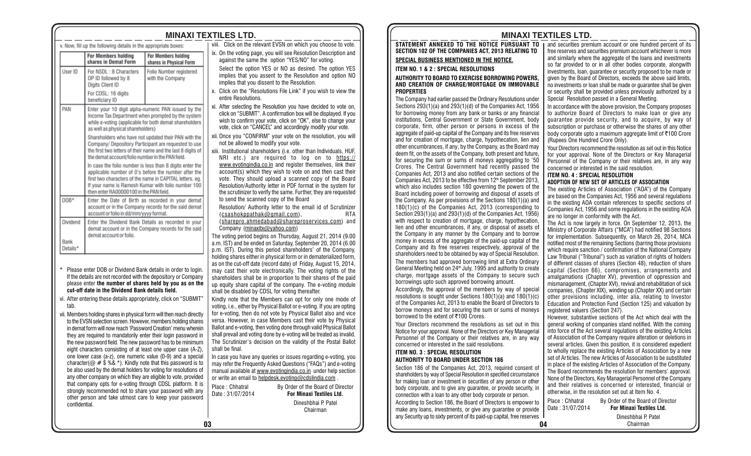v. Now, fill up the following details in the appropriate boxes:

| | For Members holding shares in Demat Form | For Members holding shares in Physical Form |
|---|---|---|
| User ID | For NSDL : 8 Characters DP ID followed by 8 Digits Client ID<br>For CDSL: 16 digits beneficiary ID | Folio Number registered with the Company |
| PAN | Enter your 10 digit alpha-numeric PAN issued by the Income Tax Department when prompted by the system while e-voting (applicable for both demat shareholders as well as physical shareholders)<br>Shareholders who have not updated their PAN with the Company/ Depository Participant are requested to use the first two letters of their name and the last 8 digits of the demat account/folio number in the PAN field.<br>In case the folio number is less than 8 digits enter the applicable number of 0's before the number after the first two characters of the name in CAPITAL letters. eg. If your name is Ramesh Kumar with folio number 100 then enter RA00000100 in the PAN field. | |
| DOB* | Enter the Date of Birth as recorded in your demat account or in the Company records for the said demat account or folio in dd/mm/yyyy format. | |
| Dividend Bank Details* | Enter the Dividend Bank Details as recorded in your demat account or in the Company records for the said demat account or folio. | |

\* Please enter DOB or Dividend Bank details in order to login. If the details are not recorded with the depository or Company please enter **the number of shares held by you as on the cut-off date in the Dividend Bank details field.**

vi. After entering these details appropriately, click on "SUBMIT" tab.

vii. Members holding shares in physical form will then reach directly to the EVSN selection screen. However, members holding shares in demat form will now reach 'Password Creation' menu wherein they are required to mandatorily enter their login password in the new password field. The new password has to be minimum eight characters consisting of at least one upper case (A-Z), one lower case (a-z), one numeric value (0-9) and a special character(@ # $ %& *). Kindly note that this password is to be also used by the demat holders for voting for resolutions of any other company on which they are eligible to vote, provided that company opts for e-voting through CDSL platform. It is strongly recommended not to share your password with any other person and take utmost care to keep your password confidential.

viii. Click on the relevant EVSN on which you choose to vote.

ix. On the voting page, you will see Resolution Description and against the same the option "YES/NO" for voting.

Select the option YES or NO as desired. The option YES implies that you assent to the Resolution and option NO implies that you dissent to the Resolution.

x. Click on the "Resolutions File Link" if you wish to view the entire Resolutions.

xi. After selecting the Resolution you have decided to vote on, click on "SUBMIT". A confirmation box will be displayed. If you wish to confirm your vote, click on "OK", else to change your vote, click on "CANCEL" and accordingly modify your vote.

xii. Once you "CONFIRM" your vote on the resolution, you will not be allowed to modify your vote.

xiii. Institutional shareholders (i.e. other than Individuals, HUF, NRI etc.) are required to log on to https://www.evotingindia.co.in and register themselves, link their account(s) which they wish to vote on and then cast their vote. They should upload a scanned copy of the Board Resolution/Authority letter in PDF format in the system for the scrutinizer to verify the same. Further, they are requested to send the scanned copy of the Board

Resolution/ Authority letter to the email id of Scrutinizer (csashokppathak@gmail.com), RTA (sharepro.ahmedabad@shareproservices.com) and Company (minaxitx@yahoo.com)

The voting period begins on Thursday, August 21, 2014 (9.00 a.m. IST) and be ended on Saturday, September 20, 2014 (6.00 p.m. IST). During this period shareholders' of the Company, holding shares either in physical form or in dematerialized form, as on the cut-off date (record date) of Friday, August 15, 2014, may cast their vote electronically. The voting rights of the shareholders shall be in proportion to their shares of the paid up equity share capital of the company. The e-voting module shall be disabled by CDSL for voting thereafter.

Kindly note that the Members can opt for only one mode of voting, i.e., either by Physical Ballot or e-voting. If you are opting for e-voting, then do not vote by Physical Ballot also and vice versa. However, in case Members cast their vote by Physical Ballot and e-voting, then voting done through valid Physical Ballot shall prevail and voting done by e-voting will be treated as invalid. The Scrutinizer's decision on the validity of the Postal Ballot shall be final.

In case you have any queries or issues regarding e-voting, you may refer the Frequently Asked Questions ("FAQs") and e-voting manual available at www.evotingindia.co.in under help section or write an email to helpdesk.evoting@cdslindia.com .

Place : Chhatral
Date : 31/07/2014

By Order of the Board of Director
**For Minaxi Textiles Ltd.**
Dineshbhai P. Patel
Chairman

**STATEMENT ANNEXED TO THE NOTICE PURSUANT TO SECTION 102 OF THE COMPANIES ACT, 2013 RELATING TO SPECIAL BUSINESS MENTIONED IN THE NOTICE.**

**ITEM NO. 1 & 2 : SPECIAL RESOLUTIONS**

**AUTHORITY TO BOARD TO EXERCISE BORROWING POWERS, AND CREATION OF CHARGE/MORTGAGE ON IMMOVABLE PROPERTIES**

The Company had earlier passed the Ordinary Resolutions under Sections 293(1)(a) and 293(1)(d) of the Companies Act, 1956 for borrowing money from any bank or banks or any financial institutions, Central Government or State Government, body corporate, firm, other person or persons in excess of the aggregate of paid-up capital of the Company and its free reserves and for creation of mortgage, charge, hypothecation, lien and other encumbrances, if any, by the Company, as the Board may deem fit, on the assets of the Company, both present and future, for securing the sum or sums of moneys aggregating to '50 Crores. The Central Government had recently passed the Companies Act, 2013 and also notified certain sections of the Companies Act, 2013 to be effective from 12th September 2013, which also includes section 180 governing the powers of the Board including power of borrowing and disposal of assets of the Company. As per provisions of the Sections 180(1)(a) and 180(1)(c) of the Companies Act, 2013 (corresponding to Section 293(1)(a) and 293(1)(d) of the Companies Act, 1956) with respect to creation of mortgage, charge, hypothecation, lien and other encumbrances, if any, or disposal of assets of the Company in any manner by the Company and to borrow money in excess of the aggregate of the paid-up capital of the Company and its free reserves respectively, approval of the shareholders need to be obtained by way of Special Resolution.

The members had approved borrowing limit at Extra Ordinary General Meeting held on 24th July, 1995 and authority to create charge, mortgage assets of the Company to secure such borrowings upto such approved borrowing amount.

Accordingly, the approval of the members by way of special resolutions is sought under Sections 180(1)(a) and 180(1)(c) of the Companies Act, 2013 to enable the Board of Directors to borrow moneys and for securing the sum or sums of moneys borrowed to the extent of ₹100 Crores.

Your Directors recommend the resolutions as set out in this Notice for your approval. None of the Directors or Key Managerial Personnel of the Company or their relatives are, in any way concerned or interested in the said resolutions.

**ITEM NO. 3 : SPECIAL RESOLUTION**

**AUTHORITY TO BOARD UNDER SECTION 186**

Section 186 of the Companies Act, 2013, required consent of shareholders by way of Special Resolution in specified circumstance for making loan or investment in securities of any person or other body corporate, and to give any guarantee, or provide security, in connection with a loan to any other body corporate or person.

According to Section 186, the Board of Directors is empower to make any loans, investments, or give any guarantee or provide any Security up to sixty percent of its paid-up capital, free reserves and securities premium account or one hundred percent of its free reserves and securities premium account whichever is more and similarly where the aggregate of the loans and investments so far provided to or in all other bodies corporate, alongwith investments, loan, guarantee or security proposed to be made or given by the Board of Directors, exceeds the above said limits, no investments or loan shall be made or guarantee shall be given or security shall be provided unless previously authorized by a Special Resolution passed in a General Meeting.

In accordance with the above provision, the Company proposes to authorize Board of Directors to make loan or give any guarantee provide security, and to acquire, by way of subscription or purchase or otherwise the shares of any other body corporate upto a maximum aggregate limit of ₹100 Crore (Rupees One Hundred Crore Only).

Your Directors recommend the resolution as set out in this Notice for your approval. None of the Directors or Key Managerial Personnel of the Company or their relatives are, in any way concerned or interested in the said resolution.

**ITEM NO. 4 : SPECIAL RESOLUTION**

**ADOPTION OF NEW SET OF ARTICLES OF ASSOCIATION**

The existing Articles of Association ("AOA") of the Company are based on the Companies Act, 1956 and several regulations in the existing AOA contain references to specific sections of Companies Act, 1956 and some regulations in the existing AOA are no longer in conformity with the Act.

The Act is now largely in force. On September 12, 2013, the Ministry of Corporate Affairs ("MCA") had notified 98 Sections for implementation. Subsequently, on March 26, 2014, MCA notified most of the remaining Sections (barring those provisions which require sanction / confirmation of the National Company Law Tribunal ("Tribunal") such as variation of rights of holders of different classes of shares (Section 48), reduction of share capital (Section 66), compromises, arrangements and amalgamations (Chapter XV), prevention of oppression and mismanagement, (Chapter XVI), revival and rehabilitation of sick companies, (Chapter XIX), winding up (Chapter XX) and certain other provisions including, inter alia, relating to Investor Education and Protection Fund (Section 125) and valuation by registered valuers (Section 247).

However, substantive sections of the Act which deal with the general working of companies stand notified. With the coming into force of the Act several regulations of the existing Articles of Association of the Company require alteration or deletions in several articles. Given this position, it is considered expedient to wholly replace the existing Articles of Association by a new set of Articles. The new Articles of Association to be substituted in place of the existing Articles of Association of the Company. The Board recommends the resolution for members' approval. None of the Directors, Key Managerial Personnel of the Company and their relatives is concerned or interested, financial or otherwise, in the resolution set out at Item No. 4.

Place : Chhatral
Date : 31/07/2014

By Order of the Board of Director
**For Minaxi Textiles Ltd.**
Dineshbhai P. Patel
Chairman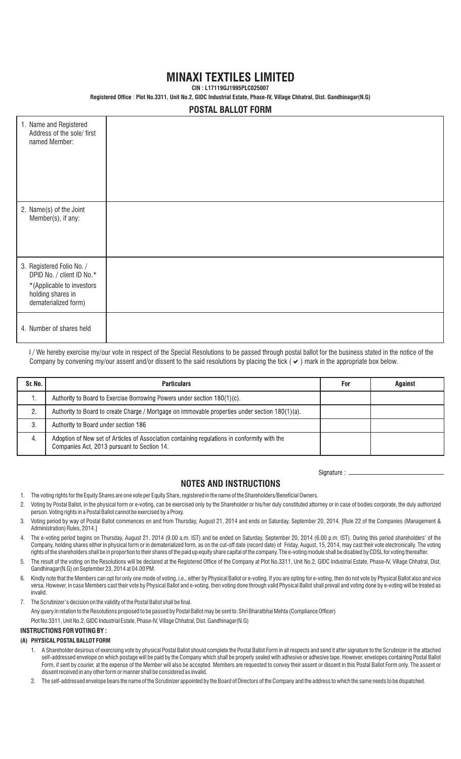# MINAXI TEXTILES LIMITED

**CIN : L17119GJ1995PLC025007**

**Registered Office : Plot No.3311, Unit No.2, GIDC Industrial Estate, Phase-IV, Village Chhatral, Dist. Gandhinagar(N.G)**

## POSTAL BALLOT FORM

| | |
|---|---|
| 1. Name and Registered Address of the sole/ first named Member: | |
| 2. Name(s) of the Joint Member(s), if any: | |
| 3. Registered Folio No. / DPID No. / client ID No.* *(Applicable to investors holding shares in dematerialized form) | |
| 4. Number of shares held | |

I / We hereby exercise my/our vote in respect of the Special Resolutions to be passed through postal ballot for the business stated in the notice of the Company by convening my/our assent and/or dissent to the said resolutions by placing the tick ( ✔ ) mark in the appropriate box below.

| Sr. No. | Particulars | For | Against |
|---|---|---|---|
| 1. | Authority to Board to Exercise Borrowing Powers under section 180(1)(c). | | |
| 2. | Authority to Board to create Charge / Mortgage on immovable properties under section 180(1)(a). | | |
| 3. | Authority to Board under section 186 | | |
| 4. | Adoption of New set of Articles of Association containing regulations in conformity with the Companies Act, 2013 pursuant to Section 14. | | |

Signature : ____________________

## NOTES AND INSTRUCTIONS

1. The voting rights for the Equity Shares are one vote per Equity Share, registered in the name of the Shareholders/Beneficial Owners.
2. Voting by Postal Ballot, in the physical form or e-voting, can be exercised only by the Shareholder or his/her duly constituted attorney or in case of bodies corporate, the duly authorized person. Voting rights in a Postal Ballot cannot be exercised by a Proxy.
3. Voting period by way of Postal Ballot commences on and from Thursday, August 21, 2014 and ends on Saturday, September 20, 2014. [Rule 22 of the Companies (Management & Administration) Rules, 2014.]
4. The e-voting period begins on Thursday, August 21, 2014 (9.00 a.m. IST) and be ended on Saturday, September 20, 2014 (6.00 p.m. IST). During this period shareholders' of the Company, holding shares either in physical form or in dematerialized form, as on the cut-off date (record date) of Friday, August, 15, 2014, may cast their vote electronically. The voting rights of the shareholders shall be in proportion to their shares of the paid up equity share capital of the company. The e-voting module shall be disabled by CDSL for voting thereafter.
5. The result of the voting on the Resolutions will be declared at the Registered Office of the Company at Plot No.3311, Unit No.2, GIDC Industrial Estate, Phase-IV, Village Chhatral, Dist. Gandhinagar(N.G) on September 23, 2014 at 04.00 PM.
6. Kindly note that the Members can opt for only one mode of voting, i.e., either by Physical Ballot or e-voting. If you are opting for e-voting, then do not vote by Physical Ballot also and vice versa. However, in case Members cast their vote by Physical Ballot and e-voting, then voting done through valid Physical Ballot shall prevail and voting done by e-voting will be treated as invalid.
7. The Scrutinizer's decision on the validity of the Postal Ballot shall be final.

Any query in relation to the Resolutions proposed to be passed by Postal Ballot may be sent to: Shri Bharatbhai Mehta (Compliance Officer)

Plot No.3311, Unit No.2, GIDC Industrial Estate, Phase-IV, Village Chhatral, Dist. Gandhinagar(N.G)

**INSTRUCTIONS FOR VOTING BY :**

**(A) PHYSICAL POSTAL BALLOT FORM**

1. A Shareholder desirous of exercising vote by physical Postal Ballot should complete the Postal Ballot Form in all respects and send it after signature to the Scrutinizer in the attached self-addressed envelope on which postage will be paid by the Company which shall be properly sealed with adhesive or adhesive tape. However, envelopes containing Postal Ballot Form, if sent by courier, at the expense of the Member will also be accepted. Members are requested to convey their assent or dissent in this Postal Ballot Form only. The assent or dissent received in any other form or manner shall be considered as invalid.
2. The self-addressed envelope bears the name of the Scrutinizer appointed by the Board of Directors of the Company and the address to which the same needs to be dispatched.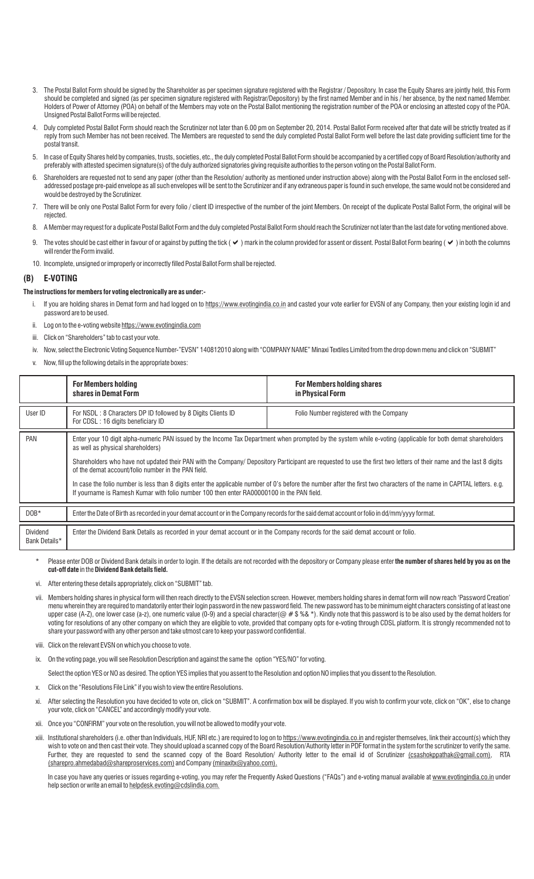3. The Postal Ballot Form should be signed by the Shareholder as per specimen signature registered with the Registrar / Depository. In case the Equity Shares are jointly held, this Form should be completed and signed (as per specimen signature registered with Registrar/Depository) by the first named Member and in his / her absence, by the next named Member. Holders of Power of Attorney (POA) on behalf of the Members may vote on the Postal Ballot mentioning the registration number of the POA or enclosing an attested copy of the POA. Unsigned Postal Ballot Forms will be rejected.

4. Duly completed Postal Ballot Form should reach the Scrutinizer not later than 6.00 pm on September 20, 2014. Postal Ballot Form received after that date will be strictly treated as if reply from such Member has not been received. The Members are requested to send the duly completed Postal Ballot Form well before the last date providing sufficient time for the postal transit.

5. In case of Equity Shares held by companies, trusts, societies, etc., the duly completed Postal Ballot Form should be accompanied by a certified copy of Board Resolution/authority and preferably with attested specimen signature(s) of the duly authorized signatories giving requisite authorities to the person voting on the Postal Ballot Form.

6. Shareholders are requested not to send any paper (other than the Resolution/ authority as mentioned under instruction above) along with the Postal Ballot Form in the enclosed self-addressed postage pre-paid envelope as all such envelopes will be sent to the Scrutinizer and if any extraneous paper is found in such envelope, the same would not be considered and would be destroyed by the Scrutinizer.

7. There will be only one Postal Ballot Form for every folio / client ID irrespective of the number of the joint Members. On receipt of the duplicate Postal Ballot Form, the original will be rejected.

8. A Member may request for a duplicate Postal Ballot Form and the duly completed Postal Ballot Form should reach the Scrutinizer not later than the last date for voting mentioned above.

9. The votes should be cast either in favour of or against by putting the tick ( ✔ ) mark in the column provided for assent or dissent. Postal Ballot Form bearing ( ✔ ) in both the columns will render the Form invalid.

10. Incomplete, unsigned or improperly or incorrectly filled Postal Ballot Form shall be rejected.

## (B) E-VOTING

**The instructions for members for voting electronically are as under:-**

i. If you are holding shares in Demat form and had logged on to https://www.evotingindia.co.in and casted your vote earlier for EVSN of any Company, then your existing login id and password are to be used.

ii. Log on to the e-voting website https://www.evotingindia.com

iii. Click on "Shareholders" tab to cast your vote.

iv. Now, select the Electronic Voting Sequence Number-"EVSN" 140812010 along with "COMPANY NAME" Minaxi Textiles Limited from the drop down menu and click on "SUBMIT"

v. Now, fill up the following details in the appropriate boxes:

| | **For Members holding shares in Demat Form** | **For Members holding shares in Physical Form** |
|---|---|---|
| User ID | For NSDL : 8 Characters DP ID followed by 8 Digits Clients ID<br>For CDSL : 16 digits beneficiary ID | Folio Number registered with the Company |
| PAN | Enter your 10 digit alpha-numeric PAN issued by the Income Tax Department when prompted by the system while e-voting (applicable for both demat shareholders as well as physical shareholders)<br><br>Shareholders who have not updated their PAN with the Company/ Depository Participant are requested to use the first two letters of their name and the last 8 digits of the demat account/folio number in the PAN field.<br><br>In case the folio number is less than 8 digits enter the applicable number of 0's before the number after the first two characters of the name in CAPITAL letters. e.g. If yourname is Ramesh Kumar with folio number 100 then enter RA00000100 in the PAN field. | |
| DOB* | Enter the Date of Birth as recorded in your demat account or in the Company records for the said demat account or folio in dd/mm/yyyy format. | |
| Dividend Bank Details* | Enter the Dividend Bank Details as recorded in your demat account or in the Company records for the said demat account or folio. | |

\* Please enter DOB or Dividend Bank details in order to login. If the details are not recorded with the depository or Company please enter **the number of shares held by you as on the cut-off date** in the **Dividend Bank details field.**

vi. After entering these details appropriately, click on "SUBMIT" tab.

vii. Members holding shares in physical form will then reach directly to the EVSN selection screen. However, members holding shares in demat form will now reach 'Password Creation' menu wherein they are required to mandatorily enter their login password in the new password field. The new password has to be minimum eight characters consisting of at least one upper case (A-Z), one lower case (a-z), one numeric value (0-9) and a special character(@ # $ %& *). Kindly note that this password is to be also used by the demat holders for voting for resolutions of any other company on which they are eligible to vote, provided that company opts for e-voting through CDSL platform. It is strongly recommended not to share your password with any other person and take utmost care to keep your password confidential.

viii. Click on the relevant EVSN on which you choose to vote.

ix. On the voting page, you will see Resolution Description and against the same the option "YES/NO" for voting.

Select the option YES or NO as desired. The option YES implies that you assent to the Resolution and option NO implies that you dissent to the Resolution.

x. Click on the "Resolutions File Link" if you wish to view the entire Resolutions.

xi. After selecting the Resolution you have decided to vote on, click on "SUBMIT". A confirmation box will be displayed. If you wish to confirm your vote, click on "OK", else to change your vote, click on "CANCEL" and accordingly modify your vote.

xii. Once you "CONFIRM" your vote on the resolution, you will not be allowed to modify your vote.

xiii. Institutional shareholders (i.e. other than Individuals, HUF, NRI etc.) are required to log on to https://www.evotingindia.co.in and register themselves, link their account(s) which they wish to vote on and then cast their vote. They should upload a scanned copy of the Board Resolution/Authority letter in PDF format in the system for the scrutinizer to verify the same. Further, they are requested to send the scanned copy of the Board Resolution/ Authority letter to the email id of Scrutinizer (csashokppathak@gmail.com), RTA (sharepro.ahmedabad@shareproservices.com) and Company (minaxitx@yahoo.com).

In case you have any queries or issues regarding e-voting, you may refer the Frequently Asked Questions ("FAQs") and e-voting manual available at www.evotingindia.co.in under help section or write an email to helpdesk.evoting@cdslindia.com.